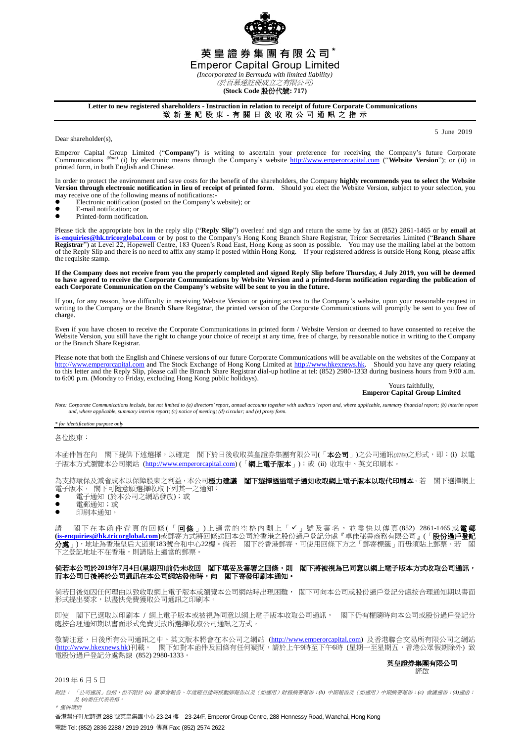# 英皇證券集團有限公司*

# Emperor Capital Group Limited

*(Incorporated in Bermuda with limited liability)*

*(於百慕達註冊成立之有限公司)*

**(Stock Code 股份代號: 717)**

**Letter to new registered shareholders - Instruction in relation to receipt of future Corporate Communications**

**致新登記股東 - 有關日後收取公司通訊之指示**

5 June 2019

Dear shareholder(s),

Emperor Capital Group Limited ("**Company**") is writing to ascertain your preference for receiving the Company's future Corporate Communications *(Note)* (i) by electronic means through the Company's website http://www.emperorcapital.com ("**Website Version**"); or (ii) in printed form, in both English and Chinese.

In order to protect the environment and save costs for the benefit of the shareholders, the Company **highly recommends you to select the Website Version through electronic notification in lieu of receipt of printed form**. Should you elect the Website Version, subject to your selection, you may receive one of the following means of notifications:-

- Electronic notification (posted on the Company's website); or
- E-mail notification; or
- Printed-form notification.

Please tick the appropriate box in the reply slip ("**Reply Slip**") overleaf and sign and return the same by fax at (852) 2861-1465 or by **email at is-enquiries@hk.tricorglobal.com** or by post to the Company's Hong Kong Branch Share Registrar, Tricor Secretaries Limited ("**Branch Share Registrar**") at Level 22, Hopewell Centre, 183 Queen's Road East, Hong Kong as soon as possible. You may use the mailing label at the bottom of the Reply Slip and there is no need to affix any stamp if posted within Hong Kong. If your registered address is outside Hong Kong, please affix the requisite stamp.

**If the Company does not receive from you the properly completed and signed Reply Slip before Thursday, 4 July 2019, you will be deemed to have agreed to receive the Corporate Communications by Website Version and a printed-form notification regarding the publication of each Corporate Communication on the Company's website will be sent to you in the future.**

If you, for any reason, have difficulty in receiving Website Version or gaining access to the Company's website, upon your reasonable request in writing to the Company or the Branch Share Registrar, the printed version of the Corporate Communications will promptly be sent to you free of charge.

Even if you have chosen to receive the Corporate Communications in printed form / Website Version or deemed to have consented to receive the Website Version, you still have the right to change your choice of receipt at any time, free of charge, by reasonable notice in writing to the Company or the Branch Share Registrar.

Please note that both the English and Chinese versions of our future Corporate Communications will be available on the websites of the Company at http://www.emperorcapital.com and The Stock Exchange of Hong Kong Limited at http://www.hkexnews.hk. Should you have any query relating to this letter and the Reply Slip, please call the Branch Share Registrar dial-up hotline at tel: (852) 2980-1333 during business hours from 9:00 a.m. to 6:00 p.m. (Monday to Friday, excluding Hong Kong public holidays).

Yours faithfully,

**Emperor Capital Group Limited**

*Note: Corporate Communications include, but not limited to (a) directors' report, annual accounts together with auditors' report and, where applicable, summary financial report; (b) interim report and, where applicable, summary interim report; (c) notice of meeting; (d) circular; and (e) proxy form.*

*\* for identification purpose only*

---

各位股東：

本函件旨在向　閣下提供下述選擇，以確定　閣下於日後收取英皇證券集團有限公司(「**本公司**」)之公司通訊*(附註)*之形式，即：(i) 以電子版本方式瀏覽本公司網站 (http://www.emperorcapital.com) (「**網上電子版本**」)；或 (ii) 收取中、英文印刷本。

為支持環保及減省成本以保障股東之利益，本公司**極力建議　閣下選擇透過電子通知收取網上電子版本以取代印刷本**。若　閣下選擇網上電子版本，　閣下可隨意願選擇收取下列其一之通知：

- 電子通知 (於本公司之網站發放)；或
- 電郵通知；或
- 印刷本通知。

請　閣下在本函件背頁的回條(「**回條**」)上適當的空格內劃上「✓」號及簽名，並盡快以傳真(852) 2861-1465或**電郵(is-enquiries@hk.tricorglobal.com)**或郵寄方式將回條送回本公司於香港之股份過戶登記分處『卓佳秘書商務有限公司』(「**股份過戶登記分處**」)，地址為香港皇后大道東183號合和中心22樓。倘若　閣下於香港郵寄，可使用回條下方之「郵寄標籤」而毋須貼上郵票。若　閣下之登記地址不在香港，則請貼上適當的郵票。

**倘若本公司於2019年7月4日(星期四)前仍未收回　閣下填妥及簽署之回條，則　閣下將被視為已同意以網上電子版本方式收取公司通訊，而本公司日後將於公司通訊在本公司網站發佈時，向　閣下寄發印刷本通知。**

倘若日後如因任何理由以致收取網上電子版本或瀏覽本公司網站時出現困難，　閣下可向本公司或股份過戶登記分處按合理通知期以書面形式提出要求，以盡快免費獲取公司通訊之印刷本。

即使　閣下已選取以印刷本 / 網上電子版本或被視為同意以網上電子版本收取公司通訊，　閣下仍有權隨時向本公司或股份過戶登記分處按合理通知期以書面形式免費更改所選擇收取公司通訊之方式。

敬請注意，日後所有公司通訊之中、英文版本將會在本公司之網站 (http://www.emperorcapital.com) 及香港聯合交易所有限公司之網站(http://www.hkexnews.hk)刊載。　閣下如對本函件及回條有任何疑問，請於上午9時至下午6時 (星期一至星期五，香港公眾假期除外) 致電股份過戶登記分處熱線 (852) 2980-1333。

**英皇證券集團有限公司**

謹啟

2019年6月5日

*附註：「公司通訊」包括，但不限於 (a) 董事會報告、年度賬目連同核數師報告以及（如適用）財務摘要報告；(b) 中期報告及（如適用）中期摘要報告；(c) 會議通告；(d)通函；及 (e)委任代表表格。*

*\* 僅供識別*

香港灣仔軒尼詩道288號英皇集團中心23-24樓　23-24/F, Emperor Group Centre, 288 Hennessy Road, Wanchai, Hong Kong

電話 Tel: (852) 2836 2288 / 2919 2919 傳真 Fax: (852) 2574 2622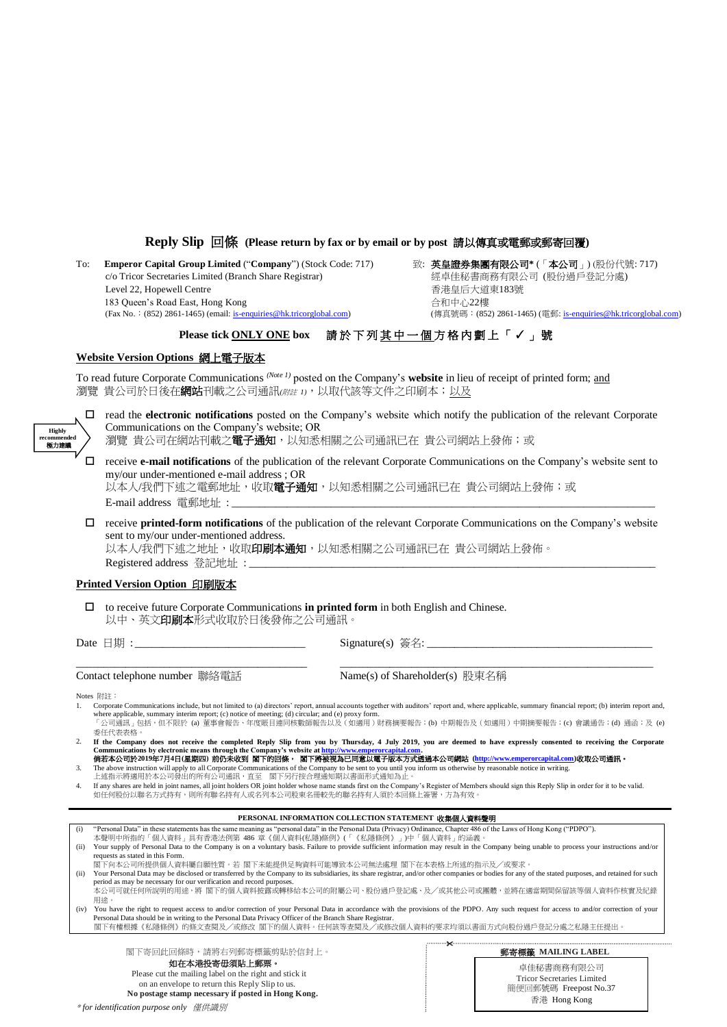## Reply Slip 回條 (Please return by fax or by email or by post 請以傳真或電郵或郵寄回覆)

To: **Emperor Capital Group Limited** ("**Company**") (Stock Code: 717)
c/o Tricor Secretaries Limited (Branch Share Registrar)
Level 22, Hopewell Centre
183 Queen's Road East, Hong Kong
(Fax No.：(852) 2861-1465) (email: is-enquiries@hk.tricorglobal.com)

致: **英皇證券集團有限公司**\* (「**本公司**」) (股份代號: 717)
經卓佳秘書商務有限公司 (股份過戶登記分處)
香港皇后大道東183號
合和中心22樓
(傳真號碼：(852) 2861-1465) (電郵: is-enquiries@hk.tricorglobal.com)

**Please tick ONLY ONE box** 請於下列其中一個方格內劃上「✓」號

### Website Version Options 網上電子版本

To read future Corporate Communications *(Note 1)* posted on the Company's **website** in lieu of receipt of printed form; and
瀏覽 貴公司於日後在**網站**刊載之公司通訊*(附註 1)*，以取代該等文件之印刷本；以及

**Highly recommended 極力建議**

☐ read the **electronic notifications** posted on the Company's website which notify the publication of the relevant Corporate Communications on the Company's website; OR
瀏覽 貴公司在網站刊載之**電子通知**，以知悉相關之公司通訊已在 貴公司網站上發佈；或

☐ receive **e-mail notifications** of the publication of the relevant Corporate Communications on the Company's website sent to my/our under-mentioned e-mail address ; OR
以本人/我們下述之電郵地址，收取**電子通知**，以知悉相關之公司通訊已在 貴公司網站上發佈；或
E-mail address 電郵地址：______________________________

☐ receive **printed-form notifications** of the publication of the relevant Corporate Communications on the Company's website sent to my/our under-mentioned address.
以本人/我們下述之地址，收取**印刷本通知**，以知悉相關之公司通訊已在 貴公司網站上發佈。
Registered address 登記地址：______________________________

### Printed Version Option 印刷版本

☐ to receive future Corporate Communications **in printed form** in both English and Chinese.
以中、英文**印刷本**形式收取於日後發佈之公司通訊。

Date 日期：______________________　　Signature(s) 簽名: ______________________

Contact telephone number 聯絡電話 ______________________　　Name(s) of Shareholder(s) 股東名稱 ______________________

Notes 附註：

1. Corporate Communications include, but not limited to (a) directors' report, annual accounts together with auditors' report and, where applicable, summary financial report; (b) interim report and, where applicable, summary interim report; (c) notice of meeting; (d) circular; and (e) proxy form.
「公司通訊」包括，但不限於 (a) 董事會報告、年度賬目連同核數師報告以及（如適用）財務摘要報告；(b) 中期報告及（如適用）中期摘要報告；(c) 會議通告；(d) 通函；及 (e) 委任代表表格。
2. **If the Company does not receive the completed Reply Slip from you by Thursday, 4 July 2019, you are deemed to have expressly consented to receiving the Corporate Communications by electronic means through the Company's website at http://www.emperorcapital.com.**
**倘若本公司於2019年7月4日(星期四) 前仍未收到 閣下的回條， 閣下將被視為已同意以電子版本方式透過本公司網站 (http://www.emperorcapital.com)收取公司通訊。**
3. The above instruction will apply to all Corporate Communications of the Company to be sent to you until you inform us otherwise by reasonable notice in writing.
上述指示將適用於本公司發出的所有公司通訊，直至 閣下另行按合理通知期以書面形式通知為止。
4. If any shares are held in joint names, all joint holders OR joint holder whose name stands first on the Company's Register of Members should sign this Reply Slip in order for it to be valid.
如任何股份以聯名方式持有，則所有聯名持有人或名列本公司股東名冊較先的聯名持有人須於本回條上簽署，方為有效。

**PERSONAL INFORMATION COLLECTION STATEMENT 收集個人資料聲明**

(i) "Personal Data" in these statements has the same meaning as "personal data" in the Personal Data (Privacy) Ordinance, Chapter 486 of the Laws of Hong Kong ("PDPO").
本聲明中所指的「個人資料」具有香港法例第 486 章《個人資料(私隱)條例》(「《私隱條例》」)中「個人資料」的涵義。

(ii) Your supply of Personal Data to the Company is on a voluntary basis. Failure to provide sufficient information may result in the Company being unable to process your instructions and/or requests as stated in this Form.
閣下向本公司所提供個人資料屬自願性質。若 閣下未能提供足夠資料可能導致本公司無法處理 閣下在本表格上所述的指示及／或要求。

(ii) Your Personal Data may be disclosed or transferred by the Company to its subsidiaries, its share registrar, and/or other companies or bodies for any of the stated purposes, and retained for such period as may be necessary for our verification and record purposes.
本公司可就任何所說明的用途，將 閣下的個人資料披露或轉移給本公司的附屬公司、股份過戶登記處、及／或其他公司或團體，並將在適當期間保留該等個人資料作核實及紀錄用途。

(iv) You have the right to request access to and/or correction of your Personal Data in accordance with the provisions of the PDPO. Any such request for access to and/or correction of your Personal Data should be in writing to the Personal Data Privacy Officer of the Branch Share Registrar.
閣下有權根據《私隱條例》的條文查閱及／或修改 閣下的個人資料，任何該等查閱及／或修改個人資料的要求均須以書面方式向股份過戶登記處之私隱主任提出。

閣下寄回此回條時，請將右列郵寄標籤剪貼於信封上。
**如在本港投寄毋須貼上郵票。**
Please cut the mailing label on the right and stick it on an envelope to return this Reply Slip to us.
**No postage stamp necessary if posted in Hong Kong.**

**郵寄標籤 MAILING LABEL**

卓佳秘書商務有限公司
Tricor Secretaries Limited
簡便回郵號碼 Freepost No.37
香港 Hong Kong

*\* for identification purpose only 僅供識別*